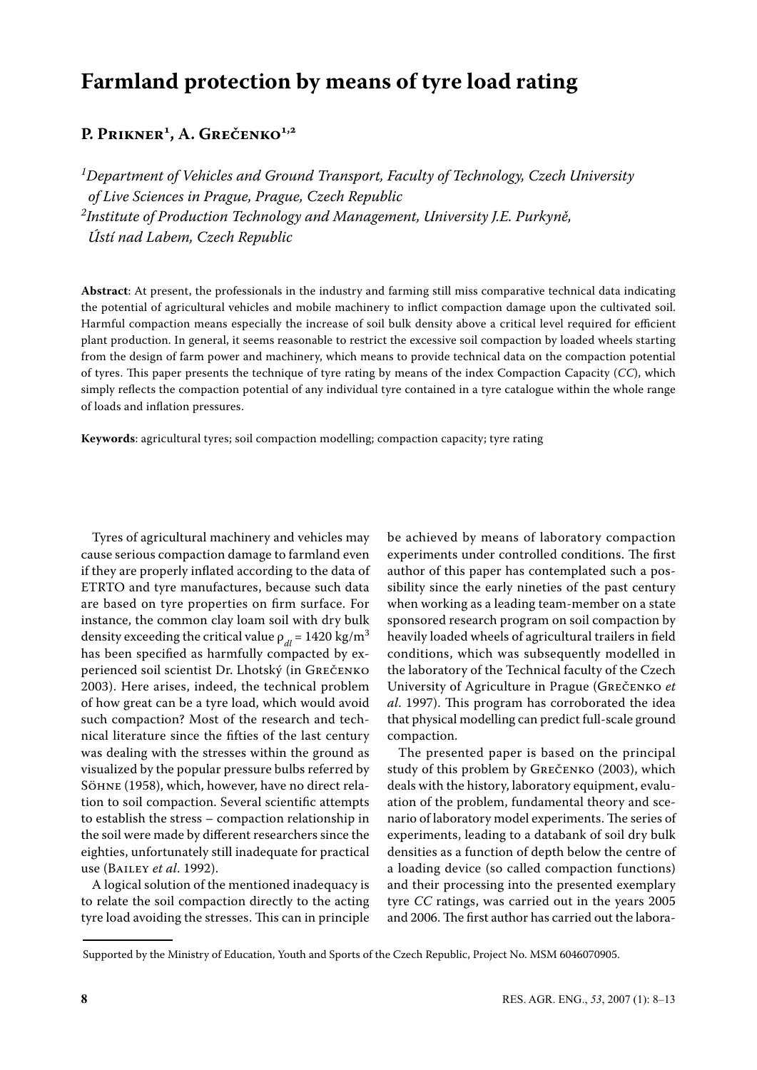# Farmland protection by means of tyre load rating

**P. Prikner[1], A. Grečenko[1,2]**

*[1]Department of Vehicles and Ground Transport, Faculty of Technology, Czech University of Live Sciences in Prague, Prague, Czech Republic*
*[2]Institute of Production Technology and Management, University J.E. Purkyně, Ústí nad Labem, Czech Republic*

**Abstract**: At present, the professionals in the industry and farming still miss comparative technical data indicating the potential of agricultural vehicles and mobile machinery to inflict compaction damage upon the cultivated soil. Harmful compaction means especially the increase of soil bulk density above a critical level required for efficient plant production. In general, it seems reasonable to restrict the excessive soil compaction by loaded wheels starting from the design of farm power and machinery, which means to provide technical data on the compaction potential of tyres. This paper presents the technique of tyre rating by means of the index Compaction Capacity (*CC*), which simply reflects the compaction potential of any individual tyre contained in a tyre catalogue within the whole range of loads and inflation pressures.

**Keywords**: agricultural tyres; soil compaction modelling; compaction capacity; tyre rating

Tyres of agricultural machinery and vehicles may cause serious compaction damage to farmland even if they are properly inflated according to the data of ETRTO and tyre manufactures, because such data are based on tyre properties on firm surface. For instance, the common clay loam soil with dry bulk density exceeding the critical value $\rho_{dl} = 1420$ kg/m$^3$ has been specified as harmfully compacted by experienced soil scientist Dr. Lhotský (in Grečenko 2003). Here arises, indeed, the technical problem of how great can be a tyre load, which would avoid such compaction? Most of the research and technical literature since the fifties of the last century was dealing with the stresses within the ground as visualized by the popular pressure bulbs referred by Söhne (1958), which, however, have no direct relation to soil compaction. Several scientific attempts to establish the stress – compaction relationship in the soil were made by different researchers since the eighties, unfortunately still inadequate for practical use (Bailey *et al*. 1992).

A logical solution of the mentioned inadequacy is to relate the soil compaction directly to the acting tyre load avoiding the stresses. This can in principle be achieved by means of laboratory compaction experiments under controlled conditions. The first author of this paper has contemplated such a possibility since the early nineties of the past century when working as a leading team-member on a state sponsored research program on soil compaction by heavily loaded wheels of agricultural trailers in field conditions, which was subsequently modelled in the laboratory of the Technical faculty of the Czech University of Agriculture in Prague (Grečenko *et al*. 1997). This program has corroborated the idea that physical modelling can predict full-scale ground compaction.

The presented paper is based on the principal study of this problem by Grečenko (2003), which deals with the history, laboratory equipment, evaluation of the problem, fundamental theory and scenario of laboratory model experiments. The series of experiments, leading to a databank of soil dry bulk densities as a function of depth below the centre of a loading device (so called compaction functions) and their processing into the presented exemplary tyre *CC* ratings, was carried out in the years 2005 and 2006. The first author has carried out the labora-

Supported by the Ministry of Education, Youth and Sports of the Czech Republic, Project No. MSM 6046070905.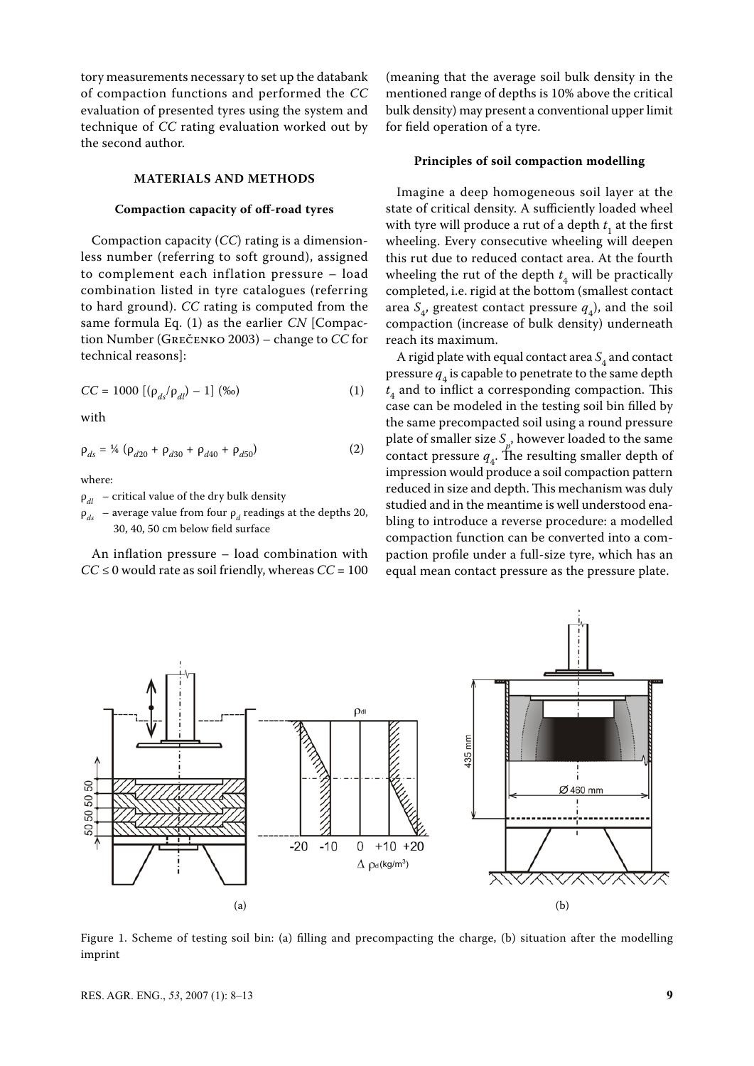tory measurements necessary to set up the databank of compaction functions and performed the *CC* evaluation of presented tyres using the system and technique of *CC* rating evaluation worked out by the second author.

## MATERIALS AND METHODS

### Compaction capacity of off-road tyres

Compaction capacity (*CC*) rating is a dimensionless number (referring to soft ground), assigned to complement each inflation pressure – load combination listed in tyre catalogues (referring to hard ground). *CC* rating is computed from the same formula Eq. (1) as the earlier *CN* [Compaction Number (Grečenko 2003) – change to *CC* for technical reasons]:

$$CC = 1000\ [(\rho_{ds}/\rho_{dl}) - 1]\ (‰) \tag{1}$$

with

$$\rho_{ds} = ¼\ (\rho_{d20} + \rho_{d30} + \rho_{d40} + \rho_{d50}) \tag{2}$$

where:

$\rho_{dl}$ – critical value of the dry bulk density

$\rho_{ds}$ – average value from four $\rho_d$ readings at the depths 20, 30, 40, 50 cm below field surface

An inflation pressure – load combination with $CC \leq 0$ would rate as soil friendly, whereas $CC = 100$ (meaning that the average soil bulk density in the mentioned range of depths is 10% above the critical bulk density) may present a conventional upper limit for field operation of a tyre.

### Principles of soil compaction modelling

Imagine a deep homogeneous soil layer at the state of critical density. A sufficiently loaded wheel with tyre will produce a rut of a depth $t_1$ at the first wheeling. Every consecutive wheeling will deepen this rut due to reduced contact area. At the fourth wheeling the rut of the depth $t_4$ will be practically completed, i.e. rigid at the bottom (smallest contact area $S_4$, greatest contact pressure $q_4$), and the soil compaction (increase of bulk density) underneath reach its maximum.

A rigid plate with equal contact area $S_4$ and contact pressure $q_4$ is capable to penetrate to the same depth $t_4$ and to inflict a corresponding compaction. This case can be modeled in the testing soil bin filled by the same precompacted soil using a round pressure plate of smaller size $S_p$, however loaded to the same contact pressure $q_4$. The resulting smaller depth of impression would produce a soil compaction pattern reduced in size and depth. This mechanism was duly studied and in the meantime is well understood enabling to introduce a reverse procedure: a modelled compaction function can be converted into a compaction profile under a full-size tyre, which has an equal mean contact pressure as the pressure plate.

Figure 1. Scheme of testing soil bin: (a) filling and precompacting the charge, (b) situation after the modelling imprint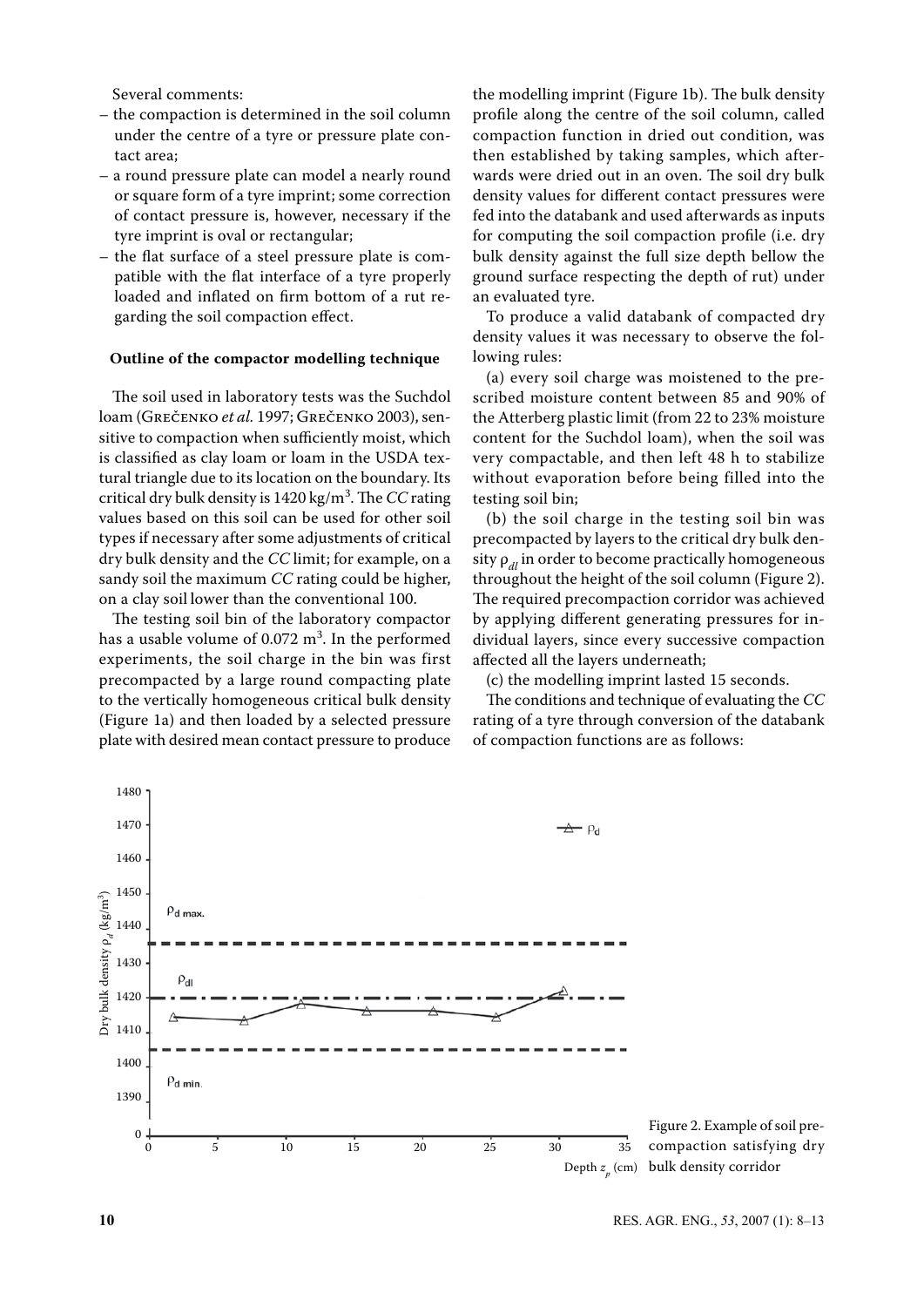Several comments:

– the compaction is determined in the soil column under the centre of a tyre or pressure plate contact area;
– a round pressure plate can model a nearly round or square form of a tyre imprint; some correction of contact pressure is, however, necessary if the tyre imprint is oval or rectangular;
– the flat surface of a steel pressure plate is compatible with the flat interface of a tyre properly loaded and inflated on firm bottom of a rut regarding the soil compaction effect.

**Outline of the compactor modelling technique**

The soil used in laboratory tests was the Suchdol loam (Grečenko *et al.* 1997; Grečenko 2003), sensitive to compaction when sufficiently moist, which is classified as clay loam or loam in the USDA textural triangle due to its location on the boundary. Its critical dry bulk density is 1420 kg/m$^3$. The *CC* rating values based on this soil can be used for other soil types if necessary after some adjustments of critical dry bulk density and the *CC* limit; for example, on a sandy soil the maximum *CC* rating could be higher, on a clay soil lower than the conventional 100.

The testing soil bin of the laboratory compactor has a usable volume of 0.072 m$^3$. In the performed experiments, the soil charge in the bin was first precompacted by a large round compacting plate to the vertically homogeneous critical bulk density (Figure 1a) and then loaded by a selected pressure plate with desired mean contact pressure to produce the modelling imprint (Figure 1b). The bulk density profile along the centre of the soil column, called compaction function in dried out condition, was then established by taking samples, which afterwards were dried out in an oven. The soil dry bulk density values for different contact pressures were fed into the databank and used afterwards as inputs for computing the soil compaction profile (i.e. dry bulk density against the full size depth bellow the ground surface respecting the depth of rut) under an evaluated tyre.

To produce a valid databank of compacted dry density values it was necessary to observe the following rules:

(a) every soil charge was moistened to the prescribed moisture content between 85 and 90% of the Atterberg plastic limit (from 22 to 23% moisture content for the Suchdol loam), when the soil was very compactable, and then left 48 h to stabilize without evaporation before being filled into the testing soil bin;

(b) the soil charge in the testing soil bin was precompacted by layers to the critical dry bulk density $\rho_{dl}$ in order to become practically homogeneous throughout the height of the soil column (Figure 2). The required precompaction corridor was achieved by applying different generating pressures for individual layers, since every successive compaction affected all the layers underneath;

(c) the modelling imprint lasted 15 seconds.

The conditions and technique of evaluating the *CC* rating of a tyre through conversion of the databank of compaction functions are as follows:

Figure 2. Example of soil precompaction satisfying dry bulk density corridor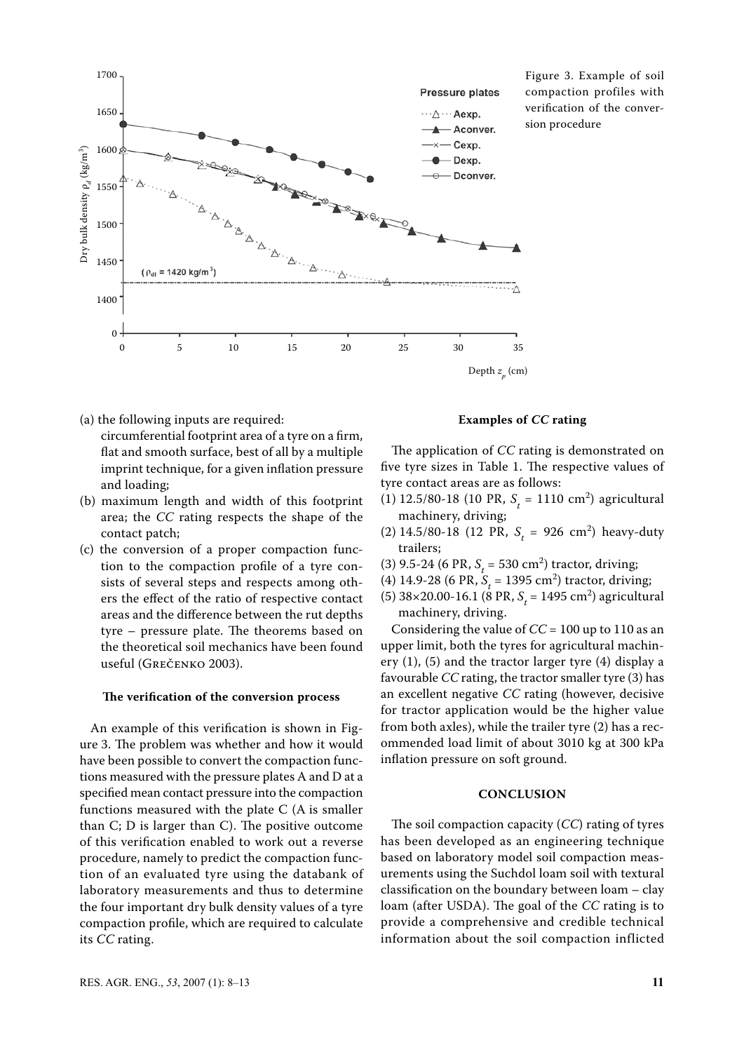Figure 3. Example of soil compaction profiles with verification of the conversion procedure

(a) the following inputs are required:
circumferential footprint area of a tyre on a firm, flat and smooth surface, best of all by a multiple imprint technique, for a given inflation pressure and loading;

(b) maximum length and width of this footprint area; the *CC* rating respects the shape of the contact patch;

(c) the conversion of a proper compaction function to the compaction profile of a tyre consists of several steps and respects among others the effect of the ratio of respective contact areas and the difference between the rut depths tyre – pressure plate. The theorems based on the theoretical soil mechanics have been found useful (Grečenko 2003).

#### The verification of the conversion process

An example of this verification is shown in Figure 3. The problem was whether and how it would have been possible to convert the compaction functions measured with the pressure plates A and D at a specified mean contact pressure into the compaction functions measured with the plate C (A is smaller than C; D is larger than C). The positive outcome of this verification enabled to work out a reverse procedure, namely to predict the compaction function of an evaluated tyre using the databank of laboratory measurements and thus to determine the four important dry bulk density values of a tyre compaction profile, which are required to calculate its *CC* rating.

#### Examples of *CC* rating

The application of *CC* rating is demonstrated on five tyre sizes in Table 1. The respective values of tyre contact areas are as follows:

(1) 12.5/80-18 (10 PR, $S_t$ = 1110 cm$^2$) agricultural machinery, driving;

(2) 14.5/80-18 (12 PR, $S_t$ = 926 cm$^2$) heavy-duty trailers;

(3) 9.5-24 (6 PR, $S_t$ = 530 cm$^2$) tractor, driving;

(4) 14.9-28 (6 PR, $S_t$ = 1395 cm$^2$) tractor, driving;

(5) 38×20.00-16.1 (8 PR, $S_t$ = 1495 cm$^2$) agricultural machinery, driving.

Considering the value of *CC* = 100 up to 110 as an upper limit, both the tyres for agricultural machinery (1), (5) and the tractor larger tyre (4) display a favourable *CC* rating, the tractor smaller tyre (3) has an excellent negative *CC* rating (however, decisive for tractor application would be the higher value from both axles), while the trailer tyre (2) has a recommended load limit of about 3010 kg at 300 kPa inflation pressure on soft ground.

## CONCLUSION

The soil compaction capacity (*CC*) rating of tyres has been developed as an engineering technique based on laboratory model soil compaction measurements using the Suchdol loam soil with textural classification on the boundary between loam – clay loam (after USDA). The goal of the *CC* rating is to provide a comprehensive and credible technical information about the soil compaction inflicted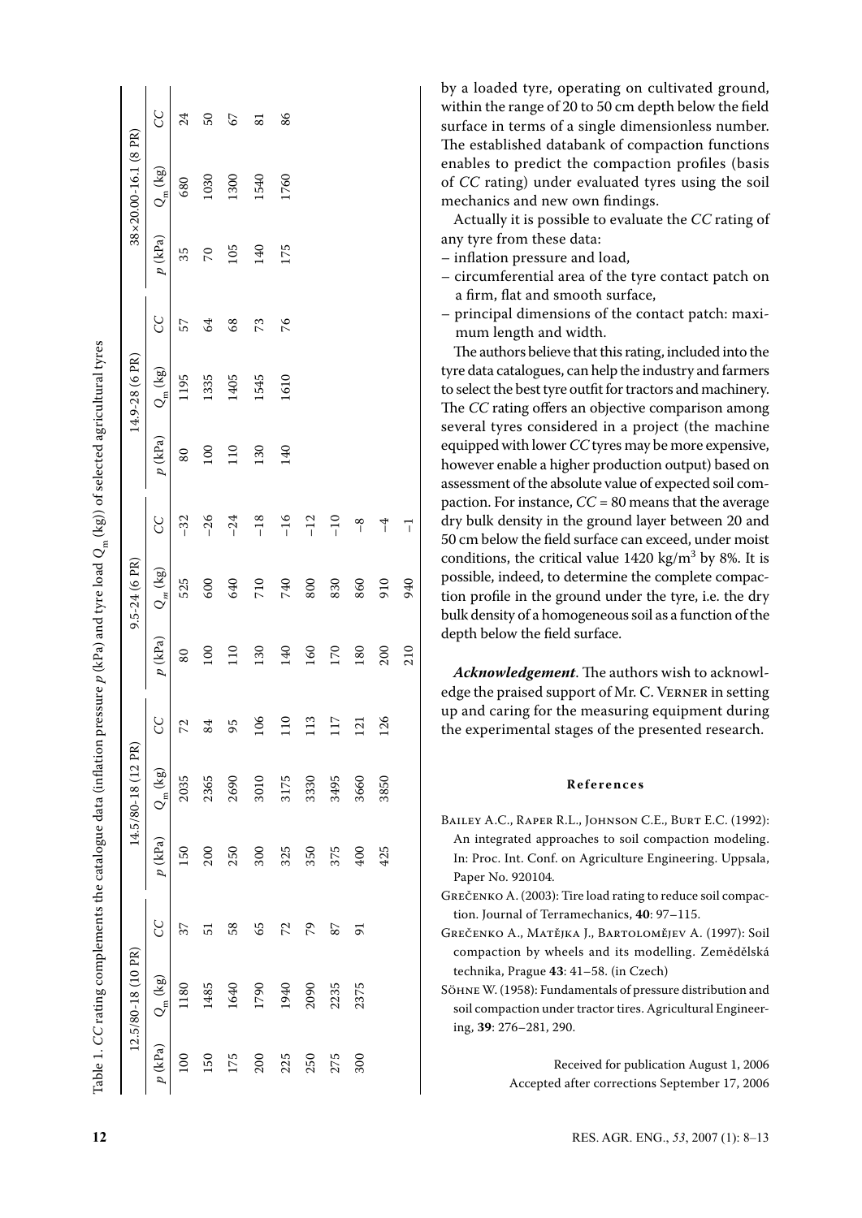Table 1. *CC* rating complements the catalogue data (inflation pressure *p* (kPa) and tyre load $Q_m$ (kg)) of selected agricultural tyres

| 12.5/80-18 (10 PR) | | | 14.5/80-18 (12 PR) | | | 9.5-24 (6 PR) | | | 14.9-28 (6 PR) | | | 38×20.00-16.1 (8 PR) | | |
|---|---|---|---|---|---|---|---|---|---|---|---|---|---|---|
| *p* (kPa) | $Q_m$ (kg) | *CC* | *p* (kPa) | $Q_m$ (kg) | *CC* | *p* (kPa) | $Q_m$ (kg) | *CC* | *p* (kPa) | $Q_m$ (kg) | *CC* | *p* (kPa) | $Q_m$ (kg) | *CC* |
| 100 | 1180 | 37 | 150 | 2035 | 72 | 80 | 525 | –32 | 80 | 1195 | 57 | 35 | 680 | 24 |
| 150 | 1485 | 51 | 200 | 2365 | 84 | 100 | 600 | –26 | 100 | 1335 | 64 | 70 | 1030 | 50 |
| 175 | 1640 | 58 | 250 | 2690 | 95 | 110 | 640 | –24 | 110 | 1405 | 68 | 105 | 1300 | 67 |
| 200 | 1790 | 65 | 300 | 3010 | 106 | 130 | 710 | –18 | 130 | 1545 | 73 | 140 | 1540 | 81 |
| 225 | 1940 | 72 | 325 | 3175 | 110 | 140 | 740 | –16 | 140 | 1610 | 76 | 175 | 1760 | 86 |
| 250 | 2090 | 79 | 350 | 3330 | 113 | 160 | 800 | –12 | | | | | | |
| 275 | 2235 | 87 | 375 | 3495 | 117 | 170 | 830 | –10 | | | | | | |
| 300 | 2375 | 91 | 400 | 3660 | 121 | 180 | 860 | –8 | | | | | | |
| | | | 425 | 3850 | 126 | 200 | 910 | –4 | | | | | | |
| | | | | | | 210 | 940 | –1 | | | | | | |

by a loaded tyre, operating on cultivated ground, within the range of 20 to 50 cm depth below the field surface in terms of a single dimensionless number. The established databank of compaction functions enables to predict the compaction profiles (basis of *CC* rating) under evaluated tyres using the soil mechanics and new own findings.

Actually it is possible to evaluate the *CC* rating of any tyre from these data:

– inflation pressure and load,
– circumferential area of the tyre contact patch on a firm, flat and smooth surface,
– principal dimensions of the contact patch: maximum length and width.

The authors believe that this rating, included into the tyre data catalogues, can help the industry and farmers to select the best tyre outfit for tractors and machinery. The *CC* rating offers an objective comparison among several tyres considered in a project (the machine equipped with lower *CC* tyres may be more expensive, however enable a higher production output) based on assessment of the absolute value of expected soil compaction. For instance, *CC* = 80 means that the average dry bulk density in the ground layer between 20 and 50 cm below the field surface can exceed, under moist conditions, the critical value 1420 kg/m$^3$ by 8%. It is possible, indeed, to determine the complete compaction profile in the ground under the tyre, i.e. the dry bulk density of a homogeneous soil as a function of the depth below the field surface.

***Acknowledgement***. The authors wish to acknowledge the praised support of Mr. C. Verner in setting up and caring for the measuring equipment during the experimental stages of the presented research.

## References

Bailey A.C., Raper R.L., Johnson C.E., Burt E.C. (1992): An integrated approaches to soil compaction modeling. In: Proc. Int. Conf. on Agriculture Engineering. Uppsala, Paper No. 920104.

Grečenko A. (2003): Tire load rating to reduce soil compaction. Journal of Terramechanics, **40**: 97–115.

Grečenko A., Matějka J., Bartoloměјev A. (1997): Soil compaction by wheels and its modelling. Zemědělská technika, Prague **43**: 41–58. (in Czech)

Söhne W. (1958): Fundamentals of pressure distribution and soil compaction under tractor tires. Agricultural Engineering, **39**: 276–281, 290.

Received for publication August 1, 2006
Accepted after corrections September 17, 2006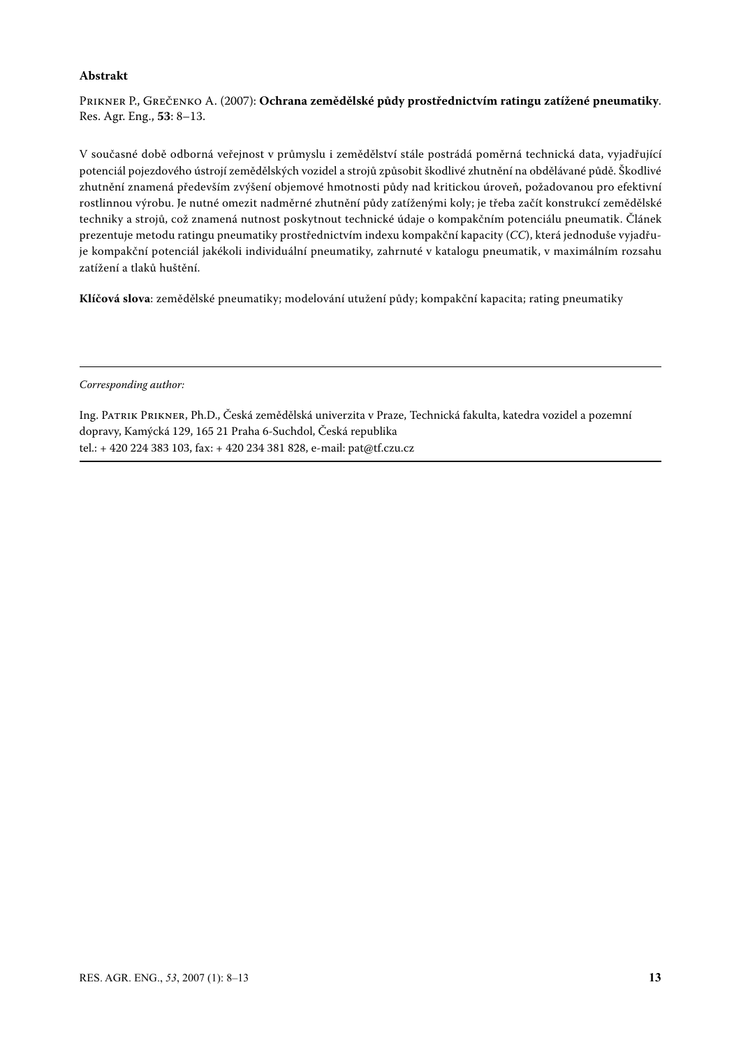**Abstrakt**

Prikner P., Grečenko A. (2007): **Ochrana zemědělské půdy prostřednictvím ratingu zatížené pneumatiky**. Res. Agr. Eng., **53**: 8–13.

V současné době odborná veřejnost v průmyslu i zemědělství stále postrádá poměrná technická data, vyjadřující potenciál pojezdového ústrojí zemědělských vozidel a strojů způsobit škodlivé zhutnění na obdělávané půdě. Škodlivé zhutnění znamená především zvýšení objemové hmotnosti půdy nad kritickou úroveň, požadovanou pro efektivní rostlinnou výrobu. Je nutné omezit nadměrné zhutnění půdy zatíženými koly; je třeba začít konstrukcí zemědělské techniky a strojů, což znamená nutnost poskytnout technické údaje o kompakčním potenciálu pneumatik. Článek prezentuje metodu ratingu pneumatiky prostřednictvím indexu kompakční kapacity (*CC*), která jednoduše vyjadřuje kompakční potenciál jakékoli individuální pneumatiky, zahrnuté v katalogu pneumatik, v maximálním rozsahu zatížení a tlaků huštění.

**Klíčová slova**: zemědělské pneumatiky; modelování utužení půdy; kompakční kapacita; rating pneumatiky

---

*Corresponding author:*

Ing. Patrik Prikner, Ph.D., Česká zemědělská univerzita v Praze, Technická fakulta, katedra vozidel a pozemní dopravy, Kamýcká 129, 165 21 Praha 6-Suchdol, Česká republika
tel.: + 420 224 383 103, fax: + 420 234 381 828, e-mail: pat@tf.czu.cz